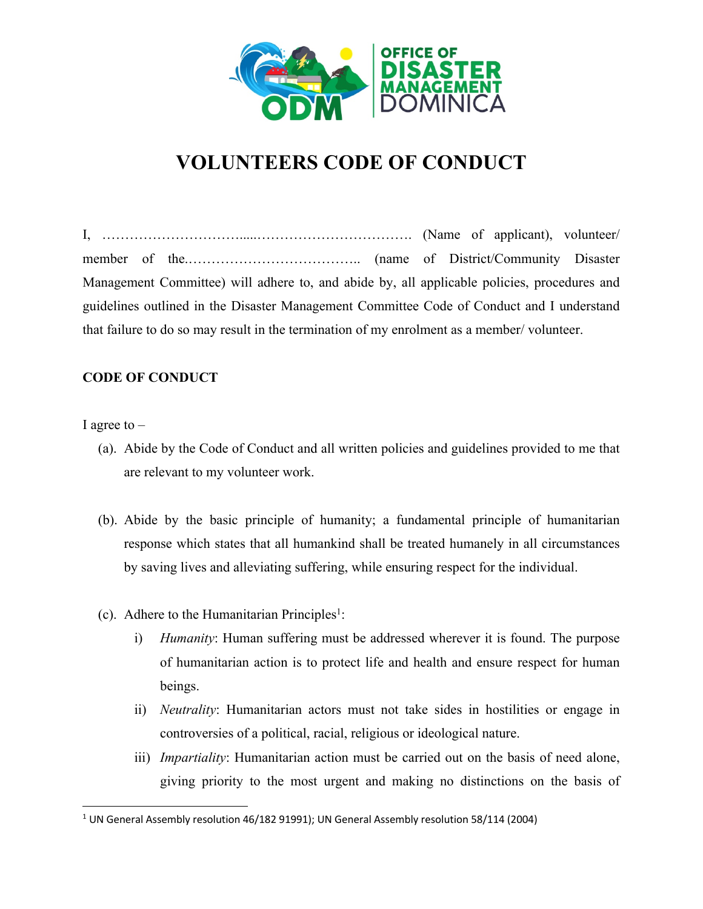OFFICE OF DISASTER MANAGEMENT DOMINICA

# VOLUNTEERS CODE OF CONDUCT

I, ……………………………....……………………………. (Name of applicant), volunteer/ member of the.……………………………….. (name of District/Community Disaster Management Committee) will adhere to, and abide by, all applicable policies, procedures and guidelines outlined in the Disaster Management Committee Code of Conduct and I understand that failure to do so may result in the termination of my enrolment as a member/ volunteer.

## CODE OF CONDUCT

I agree to –

(a). Abide by the Code of Conduct and all written policies and guidelines provided to me that are relevant to my volunteer work.

(b). Abide by the basic principle of humanity; a fundamental principle of humanitarian response which states that all humankind shall be treated humanely in all circumstances by saving lives and alleviating suffering, while ensuring respect for the individual.

(c). Adhere to the Humanitarian Principles[1]:

i) *Humanity*: Human suffering must be addressed wherever it is found. The purpose of humanitarian action is to protect life and health and ensure respect for human beings.

ii) *Neutrality*: Humanitarian actors must not take sides in hostilities or engage in controversies of a political, racial, religious or ideological nature.

iii) *Impartiality*: Humanitarian action must be carried out on the basis of need alone, giving priority to the most urgent and making no distinctions on the basis of

[1] UN General Assembly resolution 46/182 91991); UN General Assembly resolution 58/114 (2004)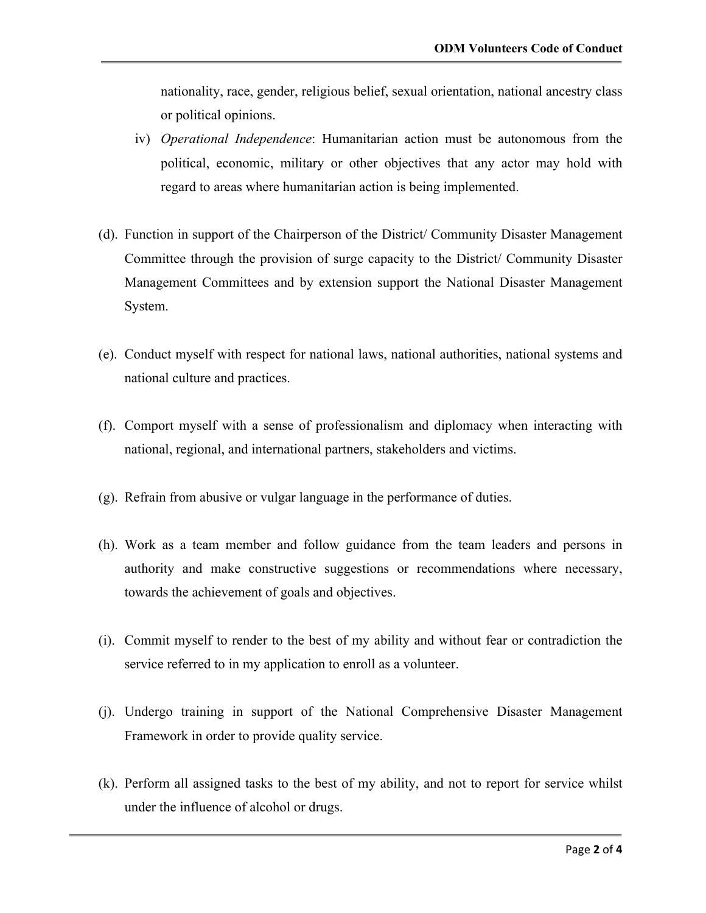nationality, race, gender, religious belief, sexual orientation, national ancestry class or political opinions.

iv) *Operational Independence*: Humanitarian action must be autonomous from the political, economic, military or other objectives that any actor may hold with regard to areas where humanitarian action is being implemented.

(d). Function in support of the Chairperson of the District/ Community Disaster Management Committee through the provision of surge capacity to the District/ Community Disaster Management Committees and by extension support the National Disaster Management System.

(e). Conduct myself with respect for national laws, national authorities, national systems and national culture and practices.

(f). Comport myself with a sense of professionalism and diplomacy when interacting with national, regional, and international partners, stakeholders and victims.

(g). Refrain from abusive or vulgar language in the performance of duties.

(h). Work as a team member and follow guidance from the team leaders and persons in authority and make constructive suggestions or recommendations where necessary, towards the achievement of goals and objectives.

(i). Commit myself to render to the best of my ability and without fear or contradiction the service referred to in my application to enroll as a volunteer.

(j). Undergo training in support of the National Comprehensive Disaster Management Framework in order to provide quality service.

(k). Perform all assigned tasks to the best of my ability, and not to report for service whilst under the influence of alcohol or drugs.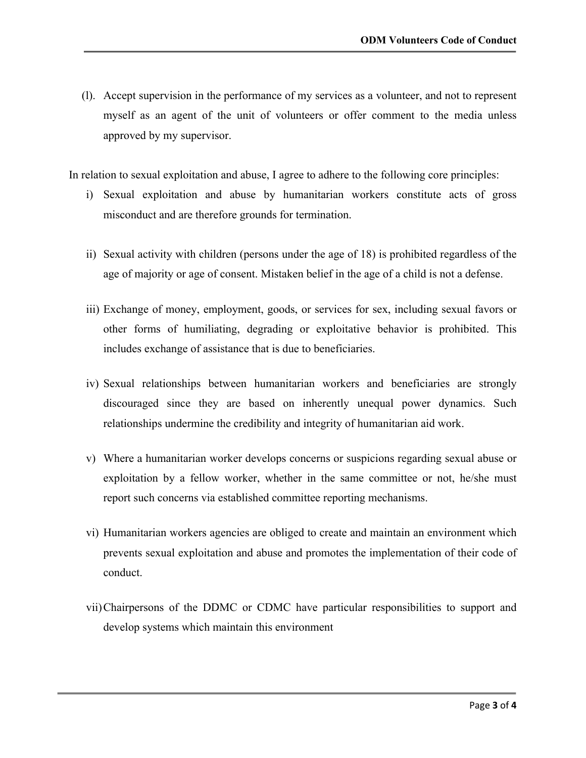(l). Accept supervision in the performance of my services as a volunteer, and not to represent myself as an agent of the unit of volunteers or offer comment to the media unless approved by my supervisor.

In relation to sexual exploitation and abuse, I agree to adhere to the following core principles:

i) Sexual exploitation and abuse by humanitarian workers constitute acts of gross misconduct and are therefore grounds for termination.

ii) Sexual activity with children (persons under the age of 18) is prohibited regardless of the age of majority or age of consent. Mistaken belief in the age of a child is not a defense.

iii) Exchange of money, employment, goods, or services for sex, including sexual favors or other forms of humiliating, degrading or exploitative behavior is prohibited. This includes exchange of assistance that is due to beneficiaries.

iv) Sexual relationships between humanitarian workers and beneficiaries are strongly discouraged since they are based on inherently unequal power dynamics. Such relationships undermine the credibility and integrity of humanitarian aid work.

v) Where a humanitarian worker develops concerns or suspicions regarding sexual abuse or exploitation by a fellow worker, whether in the same committee or not, he/she must report such concerns via established committee reporting mechanisms.

vi) Humanitarian workers agencies are obliged to create and maintain an environment which prevents sexual exploitation and abuse and promotes the implementation of their code of conduct.

vii) Chairpersons of the DDMC or CDMC have particular responsibilities to support and develop systems which maintain this environment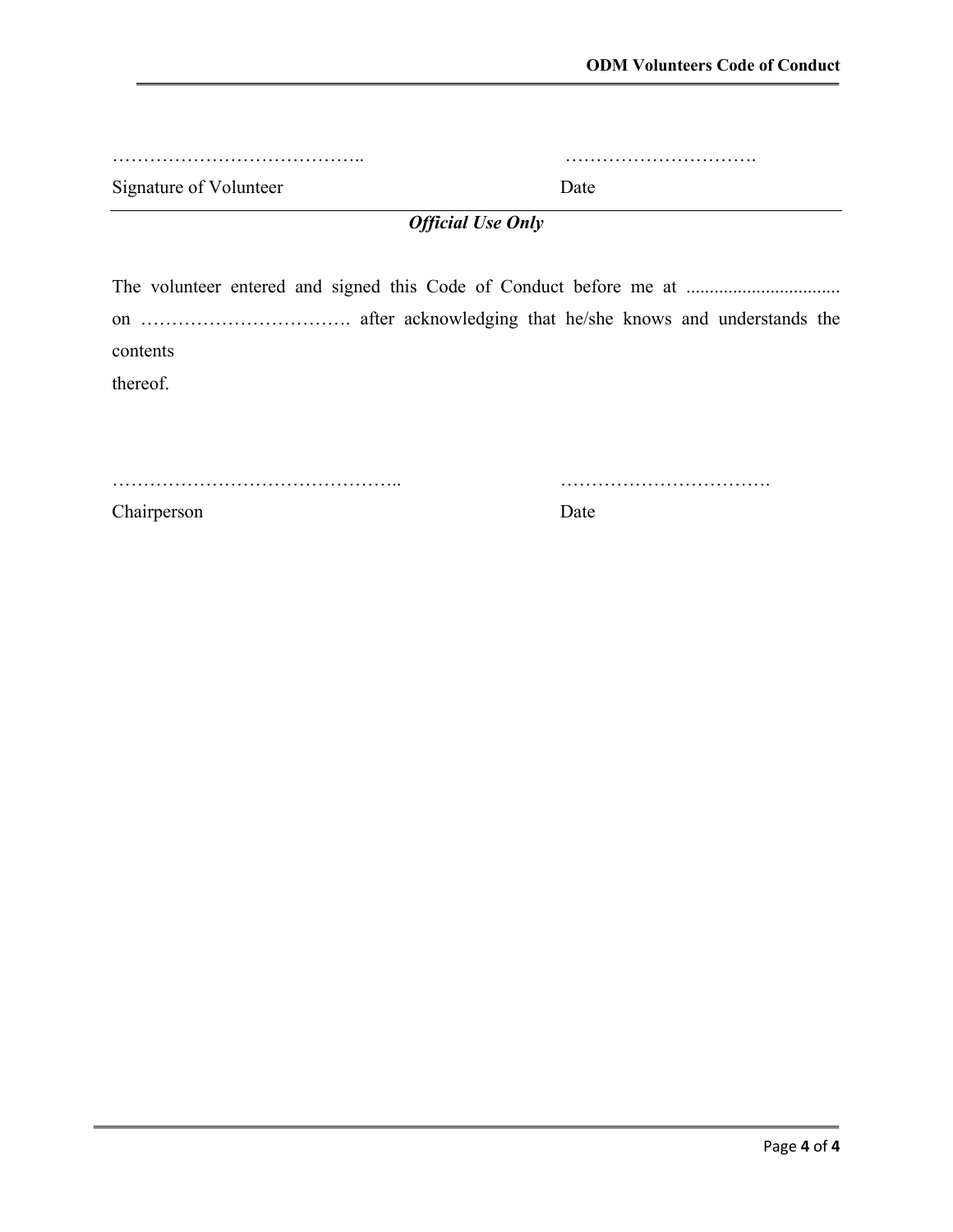…………………………………..                                    ………………………….

Signature of Volunteer                                    Date

---

***Official Use Only***

The volunteer entered and signed this Code of Conduct before me at ................................ on ……………………………. after acknowledging that he/she knows and understands the contents thereof.

………………………………………..                                    …………………………….

Chairperson                                    Date